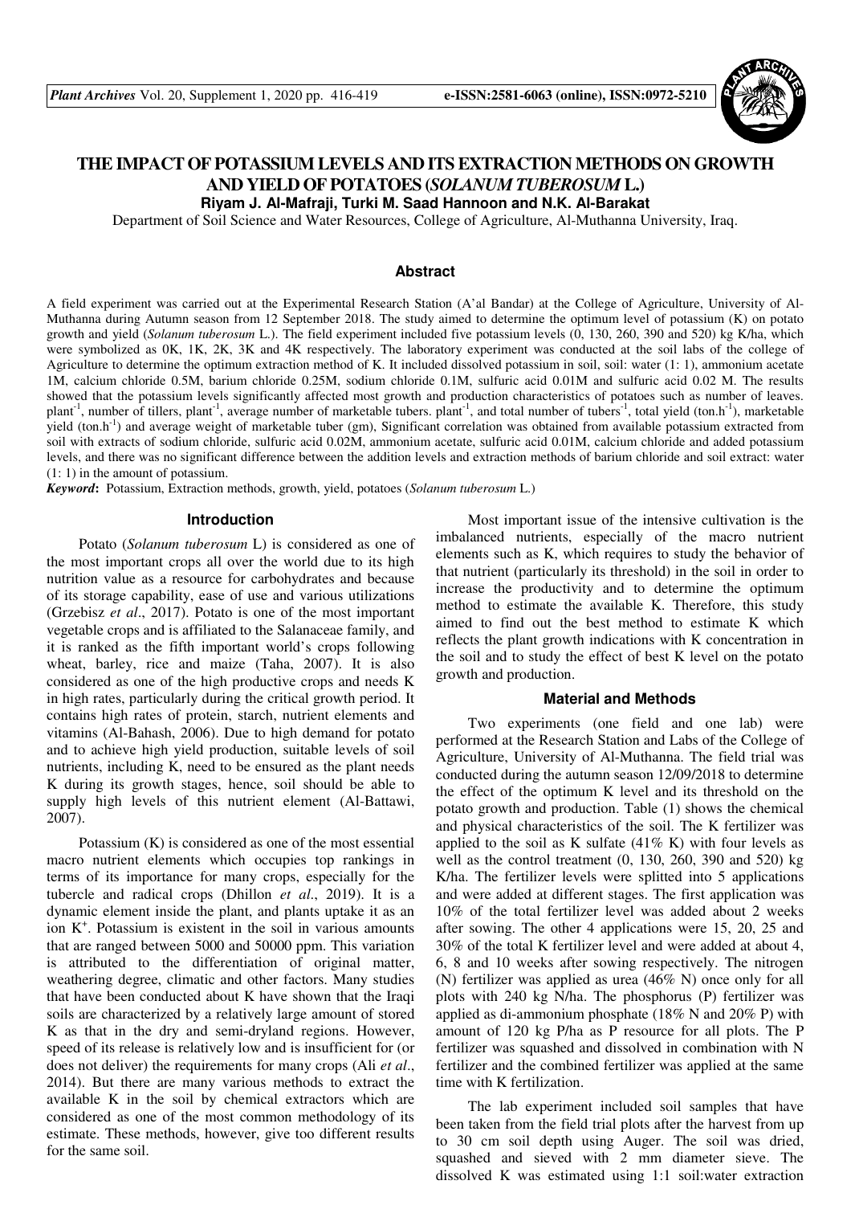# THE IMPACT OF POTASSIUM LEVELS AND ITS EXTRACTION METHODS ON GROWTH AND YIELD OF POTATOES (*SOLANUM TUBEROSUM* L.)

**Riyam J. Al-Mafraji, Turki M. Saad Hannoon and N.K. Al-Barakat**

Department of Soil Science and Water Resources, College of Agriculture, Al-Muthanna University, Iraq.

## Abstract

A field experiment was carried out at the Experimental Research Station (A'al Bandar) at the College of Agriculture, University of Al-Muthanna during Autumn season from 12 September 2018. The study aimed to determine the optimum level of potassium (K) on potato growth and yield (*Solanum tuberosum* L.). The field experiment included five potassium levels (0, 130, 260, 390 and 520) kg K/ha, which were symbolized as 0K, 1K, 2K, 3K and 4K respectively. The laboratory experiment was conducted at the soil labs of the college of Agriculture to determine the optimum extraction method of K. It included dissolved potassium in soil, soil: water (1: 1), ammonium acetate 1M, calcium chloride 0.5M, barium chloride 0.25M, sodium chloride 0.1M, sulfuric acid 0.01M and sulfuric acid 0.02 M. The results showed that the potassium levels significantly affected most growth and production characteristics of potatoes such as number of leaves. plant$^{-1}$, number of tillers, plant$^{-1}$, average number of marketable tubers. plant$^{-1}$, and total number of tubers$^{-1}$, total yield (ton.h$^{-1}$), marketable yield (ton.h$^{-1}$) and average weight of marketable tuber (gm), Significant correlation was obtained from available potassium extracted from soil with extracts of sodium chloride, sulfuric acid 0.02M, ammonium acetate, sulfuric acid 0.01M, calcium chloride and added potassium levels, and there was no significant difference between the addition levels and extraction methods of barium chloride and soil extract: water (1: 1) in the amount of potassium.

***Keyword*:** Potassium, Extraction methods, growth, yield, potatoes (*Solanum tuberosum* L.)

## Introduction

Potato (*Solanum tuberosum* L) is considered as one of the most important crops all over the world due to its high nutrition value as a resource for carbohydrates and because of its storage capability, ease of use and various utilizations (Grzebisz *et al*., 2017). Potato is one of the most important vegetable crops and is affiliated to the Salanaceae family, and it is ranked as the fifth important world's crops following wheat, barley, rice and maize (Taha, 2007). It is also considered as one of the high productive crops and needs K in high rates, particularly during the critical growth period. It contains high rates of protein, starch, nutrient elements and vitamins (Al-Bahash, 2006). Due to high demand for potato and to achieve high yield production, suitable levels of soil nutrients, including K, need to be ensured as the plant needs K during its growth stages, hence, soil should be able to supply high levels of this nutrient element (Al-Battawi, 2007).

Potassium (K) is considered as one of the most essential macro nutrient elements which occupies top rankings in terms of its importance for many crops, especially for the tubercle and radical crops (Dhillon *et al*., 2019). It is a dynamic element inside the plant, and plants uptake it as an ion $K^+$. Potassium is existent in the soil in various amounts that are ranged between 5000 and 50000 ppm. This variation is attributed to the differentiation of original matter, weathering degree, climatic and other factors. Many studies that have been conducted about K have shown that the Iraqi soils are characterized by a relatively large amount of stored K as that in the dry and semi-dryland regions. However, speed of its release is relatively low and is insufficient for (or does not deliver) the requirements for many crops (Ali *et al*., 2014). But there are many various methods to extract the available K in the soil by chemical extractors which are considered as one of the most common methodology of its estimate. These methods, however, give too different results for the same soil.

Most important issue of the intensive cultivation is the imbalanced nutrients, especially of the macro nutrient elements such as K, which requires to study the behavior of that nutrient (particularly its threshold) in the soil in order to increase the productivity and to determine the optimum method to estimate the available K. Therefore, this study aimed to find out the best method to estimate K which reflects the plant growth indications with K concentration in the soil and to study the effect of best K level on the potato growth and production.

## Material and Methods

Two experiments (one field and one lab) were performed at the Research Station and Labs of the College of Agriculture, University of Al-Muthanna. The field trial was conducted during the autumn season 12/09/2018 to determine the effect of the optimum K level and its threshold on the potato growth and production. Table (1) shows the chemical and physical characteristics of the soil. The K fertilizer was applied to the soil as K sulfate (41% K) with four levels as well as the control treatment (0, 130, 260, 390 and 520) kg K/ha. The fertilizer levels were splitted into 5 applications and were added at different stages. The first application was 10% of the total fertilizer level was added about 2 weeks after sowing. The other 4 applications were 15, 20, 25 and 30% of the total K fertilizer level and were added at about 4, 6, 8 and 10 weeks after sowing respectively. The nitrogen (N) fertilizer was applied as urea (46% N) once only for all plots with 240 kg N/ha. The phosphorus (P) fertilizer was applied as di-ammonium phosphate (18% N and 20% P) with amount of 120 kg P/ha as P resource for all plots. The P fertilizer was squashed and dissolved in combination with N fertilizer and the combined fertilizer was applied at the same time with K fertilization.

The lab experiment included soil samples that have been taken from the field trial plots after the harvest from up to 30 cm soil depth using Auger. The soil was dried, squashed and sieved with 2 mm diameter sieve. The dissolved K was estimated using 1:1 soil:water extraction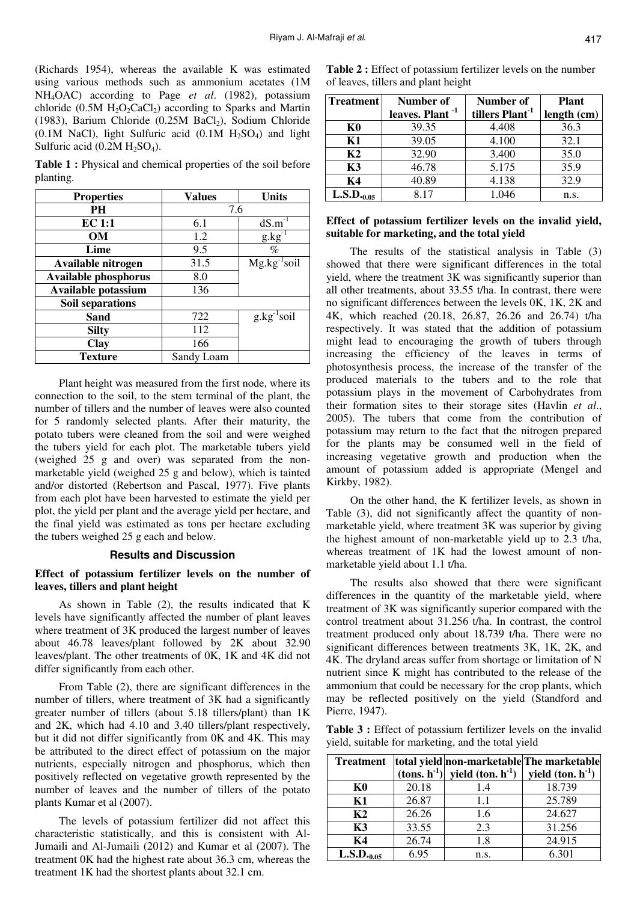(Richards 1954), whereas the available K was estimated using various methods such as ammonium acetates (1M $NH_4OAC$) according to Page *et al*. (1982), potassium chloride (0.5M $H_2O_2CaCl_2$) according to Sparks and Martin (1983), Barium Chloride (0.25M $BaCl_2$), Sodium Chloride (0.1M NaCl), light Sulfuric acid (0.1M $H_2SO_4$) and light Sulfuric acid (0.2M $H_2SO_4$).

**Table 1 :** Physical and chemical properties of the soil before planting.

| Properties | Values | Units |
|---|---|---|
| PH | 7.6 | |
| EC 1:1 | 6.1 | $dS.m^{-1}$ |
| OM | 1.2 | $g.kg^{-1}$ |
| Lime | 9.5 | % |
| Available nitrogen | 31.5 | $Mg.kg^{-1}$soil |
| Available phosphorus | 8.0 | |
| Available potassium | 136 | |
| Soil separations | | |
| Sand | 722 | $g.kg^{-1}$soil |
| Silty | 112 | |
| Clay | 166 | |
| Texture | Sandy Loam | |

Plant height was measured from the first node, where its connection to the soil, to the stem terminal of the plant, the number of tillers and the number of leaves were also counted for 5 randomly selected plants. After their maturity, the potato tubers were cleaned from the soil and were weighed the tubers yield for each plot. The marketable tubers yield (weighed 25 g and over) was separated from the non-marketable yield (weighed 25 g and below), which is tainted and/or distorted (Rebertson and Pascal, 1977). Five plants from each plot have been harvested to estimate the yield per plot, the yield per plant and the average yield per hectare, and the final yield was estimated as tons per hectare excluding the tubers weighed 25 g each and below.

## Results and Discussion

### Effect of potassium fertilizer levels on the number of leaves, tillers and plant height

As shown in Table (2), the results indicated that K levels have significantly affected the number of plant leaves where treatment of 3K produced the largest number of leaves about 46.78 leaves/plant followed by 2K about 32.90 leaves/plant. The other treatments of 0K, 1K and 4K did not differ significantly from each other.

From Table (2), there are significant differences in the number of tillers, where treatment of 3K had a significantly greater number of tillers (about 5.18 tillers/plant) than 1K and 2K, which had 4.10 and 3.40 tillers/plant respectively, but it did not differ significantly from 0K and 4K. This may be attributed to the direct effect of potassium on the major nutrients, especially nitrogen and phosphorus, which then positively reflected on vegetative growth represented by the number of leaves and the number of tillers of the potato plants Kumar et al (2007).

The levels of potassium fertilizer did not affect this characteristic statistically, and this is consistent with Al-Jumaili and Al-Jumaili (2012) and Kumar et al (2007). The treatment 0K had the highest rate about 36.3 cm, whereas the treatment 1K had the shortest plants about 32.1 cm.

**Table 2 :** Effect of potassium fertilizer levels on the number of leaves, tillers and plant height

| Treatment | Number of leaves. Plant $^{-1}$ | Number of tillers Plant$^{-1}$ | Plant length (cm) |
|---|---|---|---|
| K0 | 39.35 | 4.408 | 36.3 |
| K1 | 39.05 | 4.100 | 32.1 |
| K2 | 32.90 | 3.400 | 35.0 |
| K3 | 46.78 | 5.175 | 35.9 |
| K4 | 40.89 | 4.138 | 32.9 |
| $L.S.D._{0.05}$ | 8.17 | 1.046 | n.s. |

### Effect of potassium fertilizer levels on the invalid yield, suitable for marketing, and the total yield

The results of the statistical analysis in Table (3) showed that there were significant differences in the total yield, where the treatment 3K was significantly superior than all other treatments, about 33.55 t/ha. In contrast, there were no significant differences between the levels 0K, 1K, 2K and 4K, which reached (20.18, 26.87, 26.26 and 26.74) t/ha respectively. It was stated that the addition of potassium might lead to encouraging the growth of tubers through increasing the efficiency of the leaves in terms of photosynthesis process, the increase of the transfer of the produced materials to the tubers and to the role that potassium plays in the movement of Carbohydrates from their formation sites to their storage sites (Havlin *et al*., 2005). The tubers that come from the contribution of potassium may return to the fact that the nitrogen prepared for the plants may be consumed well in the field of increasing vegetative growth and production when the amount of potassium added is appropriate (Mengel and Kirkby, 1982).

On the other hand, the K fertilizer levels, as shown in Table (3), did not significantly affect the quantity of non-marketable yield, where treatment 3K was superior by giving the highest amount of non-marketable yield up to 2.3 t/ha, whereas treatment of 1K had the lowest amount of non-marketable yield about 1.1 t/ha.

The results also showed that there were significant differences in the quantity of the marketable yield, where treatment of 3K was significantly superior compared with the control treatment about 31.256 t/ha. In contrast, the control treatment produced only about 18.739 t/ha. There were no significant differences between treatments 3K, 1K, 2K, and 4K. The dryland areas suffer from shortage or limitation of N nutrient since K might has contributed to the release of the ammonium that could be necessary for the crop plants, which may be reflected positively on the yield (Standford and Pierre, 1947).

**Table 3 :** Effect of potassium fertilizer levels on the invalid yield, suitable for marketing, and the total yield

| Treatment | total yield (tons. $h^{-1}$) | non-marketable yield (ton. $h^{-1}$) | The marketable yield (ton. $h^{-1}$) |
|---|---|---|---|
| K0 | 20.18 | 1.4 | 18.739 |
| K1 | 26.87 | 1.1 | 25.789 |
| K2 | 26.26 | 1.6 | 24.627 |
| K3 | 33.55 | 2.3 | 31.256 |
| K4 | 26.74 | 1.8 | 24.915 |
| $L.S.D._{0.05}$ | 6.95 | n.s. | 6.301 |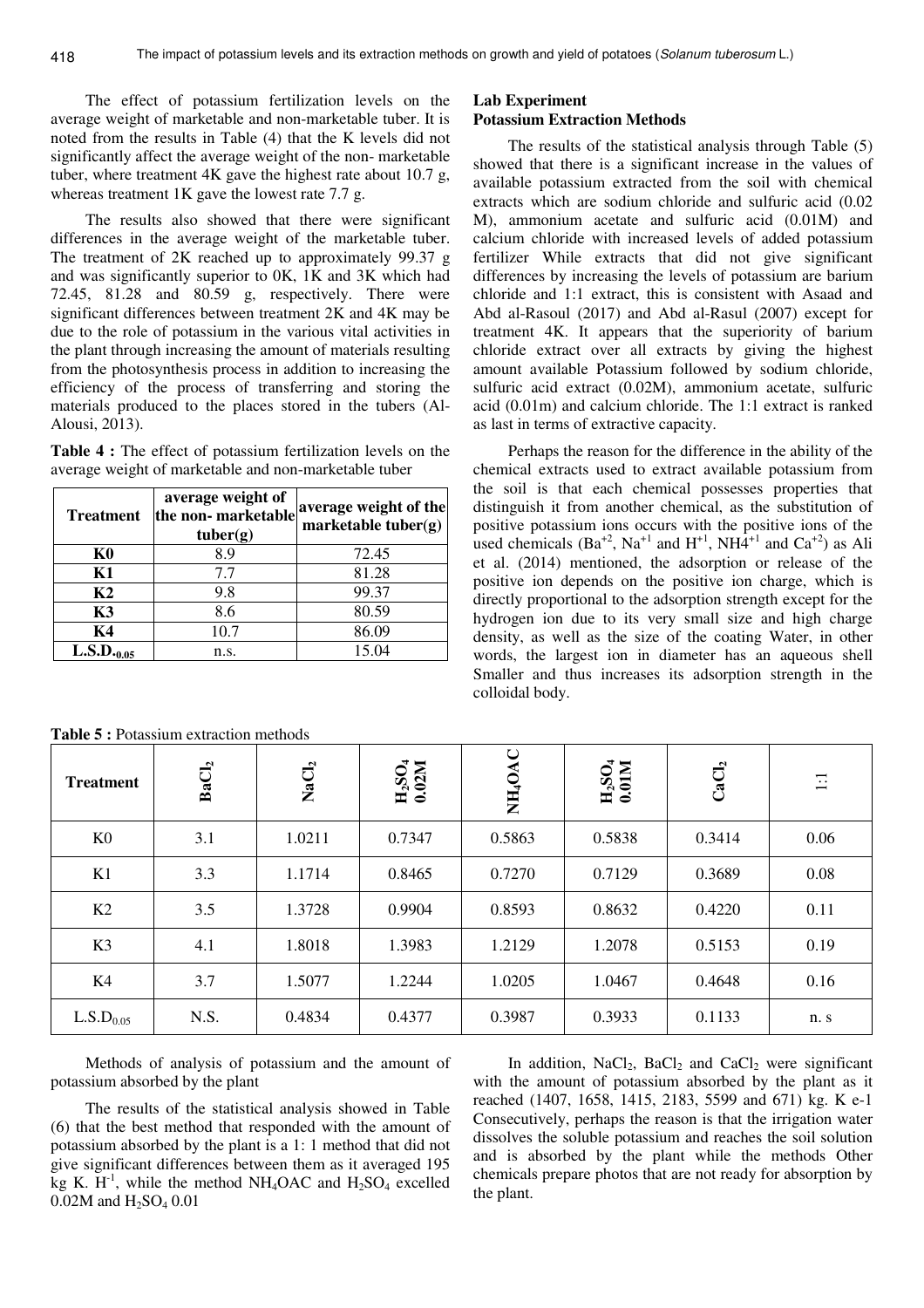The effect of potassium fertilization levels on the average weight of marketable and non-marketable tuber. It is noted from the results in Table (4) that the K levels did not significantly affect the average weight of the non- marketable tuber, where treatment 4K gave the highest rate about 10.7 g, whereas treatment 1K gave the lowest rate 7.7 g.

The results also showed that there were significant differences in the average weight of the marketable tuber. The treatment of 2K reached up to approximately 99.37 g and was significantly superior to 0K, 1K and 3K which had 72.45, 81.28 and 80.59 g, respectively. There were significant differences between treatment 2K and 4K may be due to the role of potassium in the various vital activities in the plant through increasing the amount of materials resulting from the photosynthesis process in addition to increasing the efficiency of the process of transferring and storing the materials produced to the places stored in the tubers (Al-Alousi, 2013).

**Table 4 :** The effect of potassium fertilization levels on the average weight of marketable and non-marketable tuber

| Treatment | average weight of the non- marketable tuber(g) | average weight of the marketable tuber(g) |
|---|---|---|
| **K0** | 8.9 | 72.45 |
| **K1** | 7.7 | 81.28 |
| **K2** | 9.8 | 99.37 |
| **K3** | 8.6 | 80.59 |
| **K4** | 10.7 | 86.09 |
| **$L.S.D._{0.05}$** | n.s. | 15.04 |

### Lab Experiment
### Potassium Extraction Methods

The results of the statistical analysis through Table (5) showed that there is a significant increase in the values of available potassium extracted from the soil with chemical extracts which are sodium chloride and sulfuric acid (0.02 M), ammonium acetate and sulfuric acid (0.01M) and calcium chloride with increased levels of added potassium fertilizer While extracts that did not give significant differences by increasing the levels of potassium are barium chloride and 1:1 extract, this is consistent with Asaad and Abd al-Rasoul (2017) and Abd al-Rasul (2007) except for treatment 4K. It appears that the superiority of barium chloride extract over all extracts by giving the highest amount available Potassium followed by sodium chloride, sulfuric acid extract (0.02M), ammonium acetate, sulfuric acid (0.01m) and calcium chloride. The 1:1 extract is ranked as last in terms of extractive capacity.

Perhaps the reason for the difference in the ability of the chemical extracts used to extract available potassium from the soil is that each chemical possesses properties that distinguish it from another chemical, as the substitution of positive potassium ions occurs with the positive ions of the used chemicals ($Ba^{+2}$, $Na^{+1}$ and $H^{+1}$, $NH4^{+1}$ and $Ca^{+2}$) as Ali et al. (2014) mentioned, the adsorption or release of the positive ion depends on the positive ion charge, which is directly proportional to the adsorption strength except for the hydrogen ion due to its very small size and high charge density, as well as the size of the coating Water, in other words, the largest ion in diameter has an aqueous shell Smaller and thus increases its adsorption strength in the colloidal body.

**Table 5 :** Potassium extraction methods

| Treatment | $BaCl_2$ | $NaCl_2$ | $H_2SO_4$ 0.02M | $NH_4OAC$ | $H_2SO_4$ 0.01M | $CaCl_2$ | 1:1 |
|---|---|---|---|---|---|---|---|
| K0 | 3.1 | 1.0211 | 0.7347 | 0.5863 | 0.5838 | 0.3414 | 0.06 |
| K1 | 3.3 | 1.1714 | 0.8465 | 0.7270 | 0.7129 | 0.3689 | 0.08 |
| K2 | 3.5 | 1.3728 | 0.9904 | 0.8593 | 0.8632 | 0.4220 | 0.11 |
| K3 | 4.1 | 1.8018 | 1.3983 | 1.2129 | 1.2078 | 0.5153 | 0.19 |
| K4 | 3.7 | 1.5077 | 1.2244 | 1.0205 | 1.0467 | 0.4648 | 0.16 |
| $L.S.D_{0.05}$ | N.S. | 0.4834 | 0.4377 | 0.3987 | 0.3933 | 0.1133 | n. s |

Methods of analysis of potassium and the amount of potassium absorbed by the plant

The results of the statistical analysis showed in Table (6) that the best method that responded with the amount of potassium absorbed by the plant is a 1: 1 method that did not give significant differences between them as it averaged 195 kg K. $H^{-1}$, while the method $NH_4OAC$ and $H_2SO_4$ excelled 0.02M and $H_2SO_4$ 0.01

In addition, $NaCl_2$, $BaCl_2$ and $CaCl_2$ were significant with the amount of potassium absorbed by the plant as it reached (1407, 1658, 1415, 2183, 5599 and 671) kg. K e-1 Consecutively, perhaps the reason is that the irrigation water dissolves the soluble potassium and reaches the soil solution and is absorbed by the plant while the methods Other chemicals prepare photos that are not ready for absorption by the plant.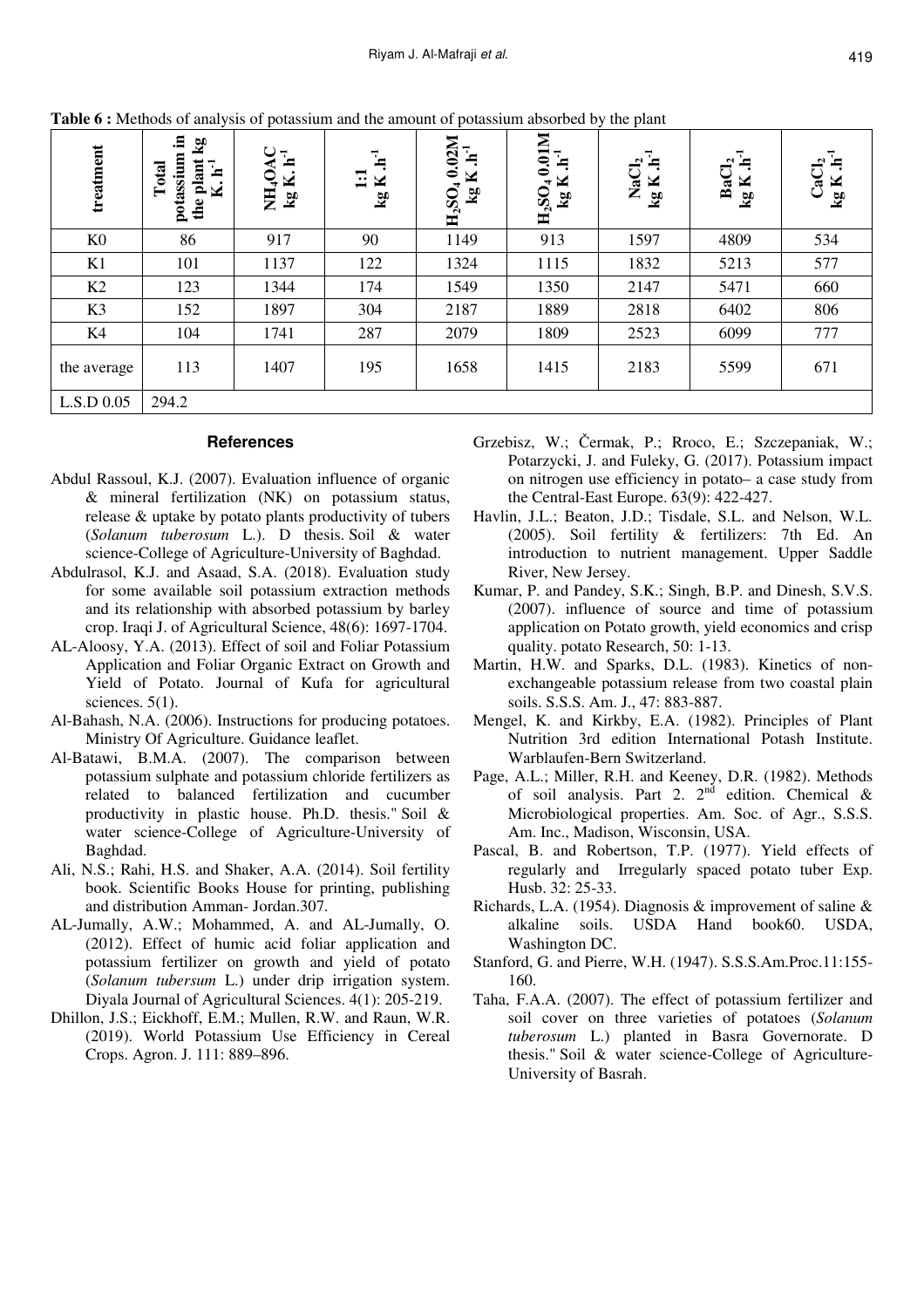**Table 6 :** Methods of analysis of potassium and the amount of potassium absorbed by the plant

| treatment | Total potassium in the plant kg $K. h^{-1}$ | $NH_4OAC$ kg $K. h^{-1}$ | 1:1 kg $K .h^{-1}$ | $H_2SO_4$ 0.02M kg $K .h^{-1}$ | $H_2SO_4$ 0.01M kg $K .h^{-1}$ | $NaCl_2$ kg $K .h^{-1}$ | $BaCl_2$ kg $K .h^{-1}$ | $CaCl_2$ kg $K .h^{-1}$ |
|---|---|---|---|---|---|---|---|---|
| K0 | 86 | 917 | 90 | 1149 | 913 | 1597 | 4809 | 534 |
| K1 | 101 | 1137 | 122 | 1324 | 1115 | 1832 | 5213 | 577 |
| K2 | 123 | 1344 | 174 | 1549 | 1350 | 2147 | 5471 | 660 |
| K3 | 152 | 1897 | 304 | 2187 | 1889 | 2818 | 6402 | 806 |
| K4 | 104 | 1741 | 287 | 2079 | 1809 | 2523 | 6099 | 777 |
| the average | 113 | 1407 | 195 | 1658 | 1415 | 2183 | 5599 | 671 |
| L.S.D 0.05 | 294.2 | | | | | | | |

## References

Abdul Rassoul, K.J. (2007). Evaluation influence of organic & mineral fertilization (NK) on potassium status, release & uptake by potato plants productivity of tubers (*Solanum tuberosum* L.). D thesis. Soil & water science-College of Agriculture-University of Baghdad.

Abdulrasol, K.J. and Asaad, S.A. (2018). Evaluation study for some available soil potassium extraction methods and its relationship with absorbed potassium by barley crop. Iraqi J. of Agricultural Science, 48(6): 1697-1704.

AL-Aloosy, Y.A. (2013). Effect of soil and Foliar Potassium Application and Foliar Organic Extract on Growth and Yield of Potato. Journal of Kufa for agricultural sciences. 5(1).

Al-Bahash, N.A. (2006). Instructions for producing potatoes. Ministry Of Agriculture. Guidance leaflet.

Al-Batawi, B.M.A. (2007). The comparison between potassium sulphate and potassium chloride fertilizers as related to balanced fertilization and cucumber productivity in plastic house. Ph.D. thesis." Soil & water science-College of Agriculture-University of Baghdad.

Ali, N.S.; Rahi, H.S. and Shaker, A.A. (2014). Soil fertility book. Scientific Books House for printing, publishing and distribution Amman- Jordan.307.

AL-Jumally, A.W.; Mohammed, A. and AL-Jumally, O. (2012). Effect of humic acid foliar application and potassium fertilizer on growth and yield of potato (*Solanum tubersum* L.) under drip irrigation system. Diyala Journal of Agricultural Sciences. 4(1): 205-219.

Dhillon, J.S.; Eickhoff, E.M.; Mullen, R.W. and Raun, W.R. (2019). World Potassium Use Efficiency in Cereal Crops. Agron. J. 111: 889–896.

Grzebisz, W.; Čermak, P.; Rroco, E.; Szczepaniak, W.; Potarzycki, J. and Fuleky, G. (2017). Potassium impact on nitrogen use efficiency in potato– a case study from the Central-East Europe. 63(9): 422-427.

Havlin, J.L.; Beaton, J.D.; Tisdale, S.L. and Nelson, W.L. (2005). Soil fertility & fertilizers: 7th Ed. An introduction to nutrient management. Upper Saddle River, New Jersey.

Kumar, P. and Pandey, S.K.; Singh, B.P. and Dinesh, S.V.S. (2007). influence of source and time of potassium application on Potato growth, yield economics and crisp quality. potato Research, 50: 1-13.

Martin, H.W. and Sparks, D.L. (1983). Kinetics of non-exchangeable potassium release from two coastal plain soils. S.S.S. Am. J., 47: 883-887.

Mengel, K. and Kirkby, E.A. (1982). Principles of Plant Nutrition 3rd edition International Potash Institute. Warblaufen-Bern Switzerland.

Page, A.L.; Miller, R.H. and Keeney, D.R. (1982). Methods of soil analysis. Part 2. 2nd edition. Chemical & Microbiological properties. Am. Soc. of Agr., S.S.S. Am. Inc., Madison, Wisconsin, USA.

Pascal, B. and Robertson, T.P. (1977). Yield effects of regularly and Irregularly spaced potato tuber Exp. Husb. 32: 25-33.

Richards, L.A. (1954). Diagnosis & improvement of saline & alkaline soils. USDA Hand book60. USDA, Washington DC.

Stanford, G. and Pierre, W.H. (1947). S.S.S.Am.Proc.11:155-160.

Taha, F.A.A. (2007). The effect of potassium fertilizer and soil cover on three varieties of potatoes (*Solanum tuberosum* L.) planted in Basra Governorate. D thesis." Soil & water science-College of Agriculture-University of Basrah.